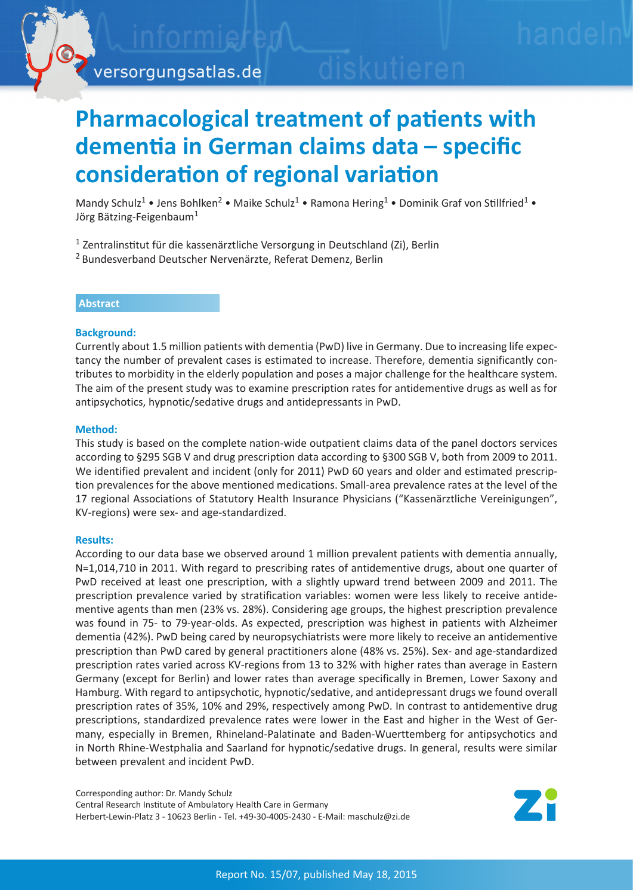# Pharmacological treatment of patients with dementia in German claims data – specific consideration of regional variation

Mandy Schulz[1] • Jens Bohlken[2] • Maike Schulz[1] • Ramona Hering[1] • Dominik Graf von Stillfried[1] • Jörg Bätzing-Feigenbaum[1]

[1] Zentralinstitut für die kassenärztliche Versorgung in Deutschland (Zi), Berlin
[2] Bundesverband Deutscher Nervenärzte, Referat Demenz, Berlin

## Abstract

### Background:

Currently about 1.5 million patients with dementia (PwD) live in Germany. Due to increasing life expectancy the number of prevalent cases is estimated to increase. Therefore, dementia significantly contributes to morbidity in the elderly population and poses a major challenge for the healthcare system. The aim of the present study was to examine prescription rates for antidementive drugs as well as for antipsychotics, hypnotic/sedative drugs and antidepressants in PwD.

### Method:

This study is based on the complete nation-wide outpatient claims data of the panel doctors services according to §295 SGB V and drug prescription data according to §300 SGB V, both from 2009 to 2011. We identified prevalent and incident (only for 2011) PwD 60 years and older and estimated prescription prevalences for the above mentioned medications. Small-area prevalence rates at the level of the 17 regional Associations of Statutory Health Insurance Physicians ("Kassenärztliche Vereinigungen", KV-regions) were sex- and age-standardized.

### Results:

According to our data base we observed around 1 million prevalent patients with dementia annually, N=1,014,710 in 2011. With regard to prescribing rates of antidementive drugs, about one quarter of PwD received at least one prescription, with a slightly upward trend between 2009 and 2011. The prescription prevalence varied by stratification variables: women were less likely to receive antidementive agents than men (23% vs. 28%). Considering age groups, the highest prescription prevalence was found in 75- to 79-year-olds. As expected, prescription was highest in patients with Alzheimer dementia (42%). PwD being cared by neuropsychiatrists were more likely to receive an antidementive prescription than PwD cared by general practitioners alone (48% vs. 25%). Sex- and age-standardized prescription rates varied across KV-regions from 13 to 32% with higher rates than average in Eastern Germany (except for Berlin) and lower rates than average specifically in Bremen, Lower Saxony and Hamburg. With regard to antipsychotic, hypnotic/sedative, and antidepressant drugs we found overall prescription rates of 35%, 10% and 29%, respectively among PwD. In contrast to antidementive drug prescriptions, standardized prevalence rates were lower in the East and higher in the West of Germany, especially in Bremen, Rhineland-Palatinate and Baden-Wuerttemberg for antipsychotics and in North Rhine-Westphalia and Saarland for hypnotic/sedative drugs. In general, results were similar between prevalent and incident PwD.

Corresponding author: Dr. Mandy Schulz
Central Research Institute of Ambulatory Health Care in Germany
Herbert-Lewin-Platz 3 - 10623 Berlin - Tel. +49-30-4005-2430 - E-Mail: maschulz@zi.de

Report No. 15/07, published May 18, 2015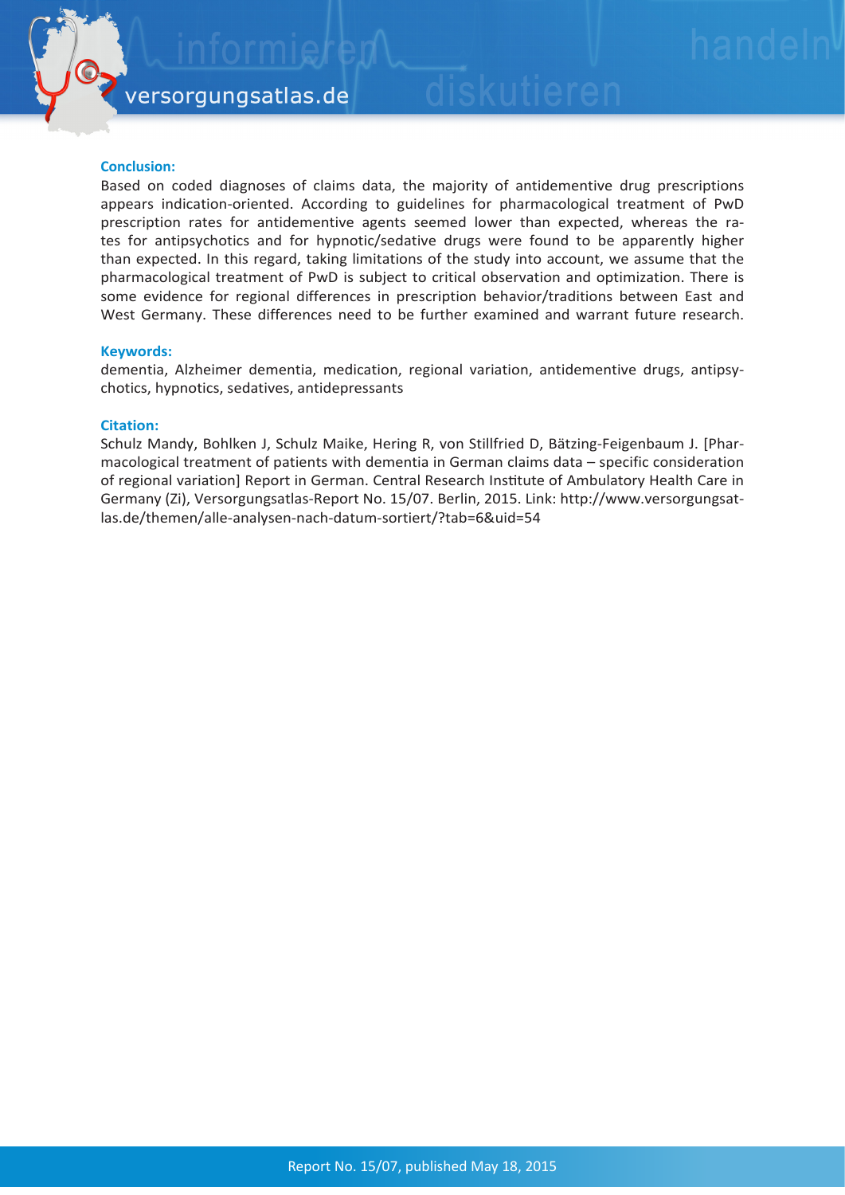**Conclusion:**

Based on coded diagnoses of claims data, the majority of antidementive drug prescriptions appears indication-oriented. According to guidelines for pharmacological treatment of PwD prescription rates for antidementive agents seemed lower than expected, whereas the rates for antipsychotics and for hypnotic/sedative drugs were found to be apparently higher than expected. In this regard, taking limitations of the study into account, we assume that the pharmacological treatment of PwD is subject to critical observation and optimization. There is some evidence for regional differences in prescription behavior/traditions between East and West Germany. These differences need to be further examined and warrant future research.

**Keywords:**

dementia, Alzheimer dementia, medication, regional variation, antidementive drugs, antipsychotics, hypnotics, sedatives, antidepressants

**Citation:**

Schulz Mandy, Bohlken J, Schulz Maike, Hering R, von Stillfried D, Bätzing-Feigenbaum J. [Pharmacological treatment of patients with dementia in German claims data – specific consideration of regional variation] Report in German. Central Research Institute of Ambulatory Health Care in Germany (Zi), Versorgungsatlas-Report No. 15/07. Berlin, 2015. Link: http://www.versorgungsatlas.de/themen/alle-analysen-nach-datum-sortiert/?tab=6&uid=54